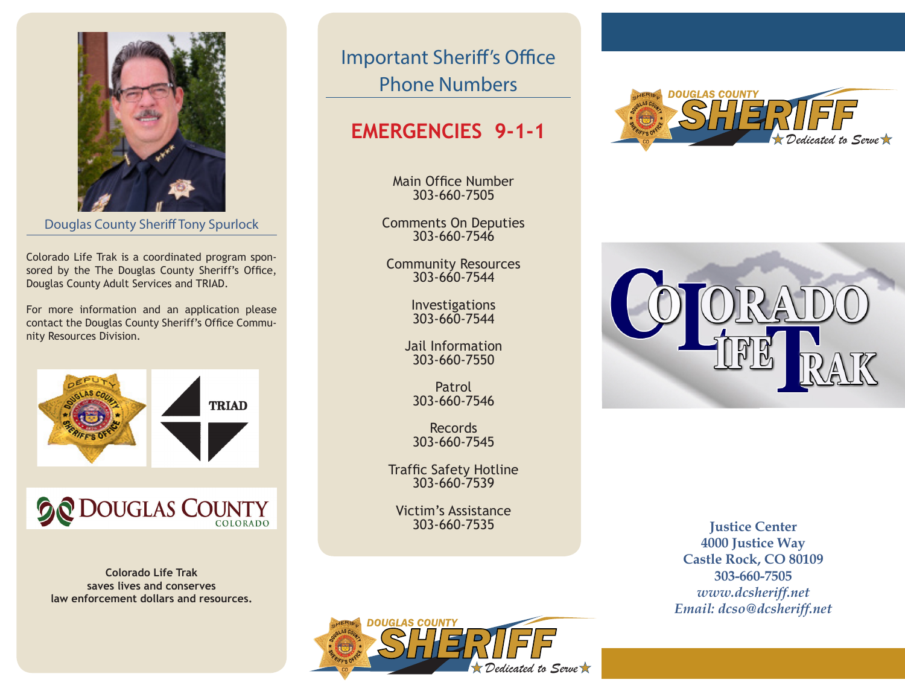Douglas County Sheriff Tony Spurlock

Colorado Life Trak is a coordinated program sponsored by the The Douglas County Sheriff's Office, Douglas County Adult Services and TRIAD.

For more information and an application please contact the Douglas County Sheriff's Office Community Resources Division.

**Colorado Life Trak saves lives and conserves law enforcement dollars and resources.**

## Important Sheriff's Office Phone Numbers

## EMERGENCIES 9-1-1

Main Office Number
303-660-7505

Comments On Deputies
303-660-7546

Community Resources
303-660-7544

Investigations
303-660-7544

Jail Information
303-660-7550

Patrol
303-660-7546

Records
303-660-7545

Traffic Safety Hotline
303-660-7539

Victim's Assistance
303-660-7535

# Colorado Life Trak

**Justice Center**
**4000 Justice Way**
**Castle Rock, CO 80109**
**303-660-7505**
*www.dcsheriff.net*
*Email: dcso@dcsheriff.net*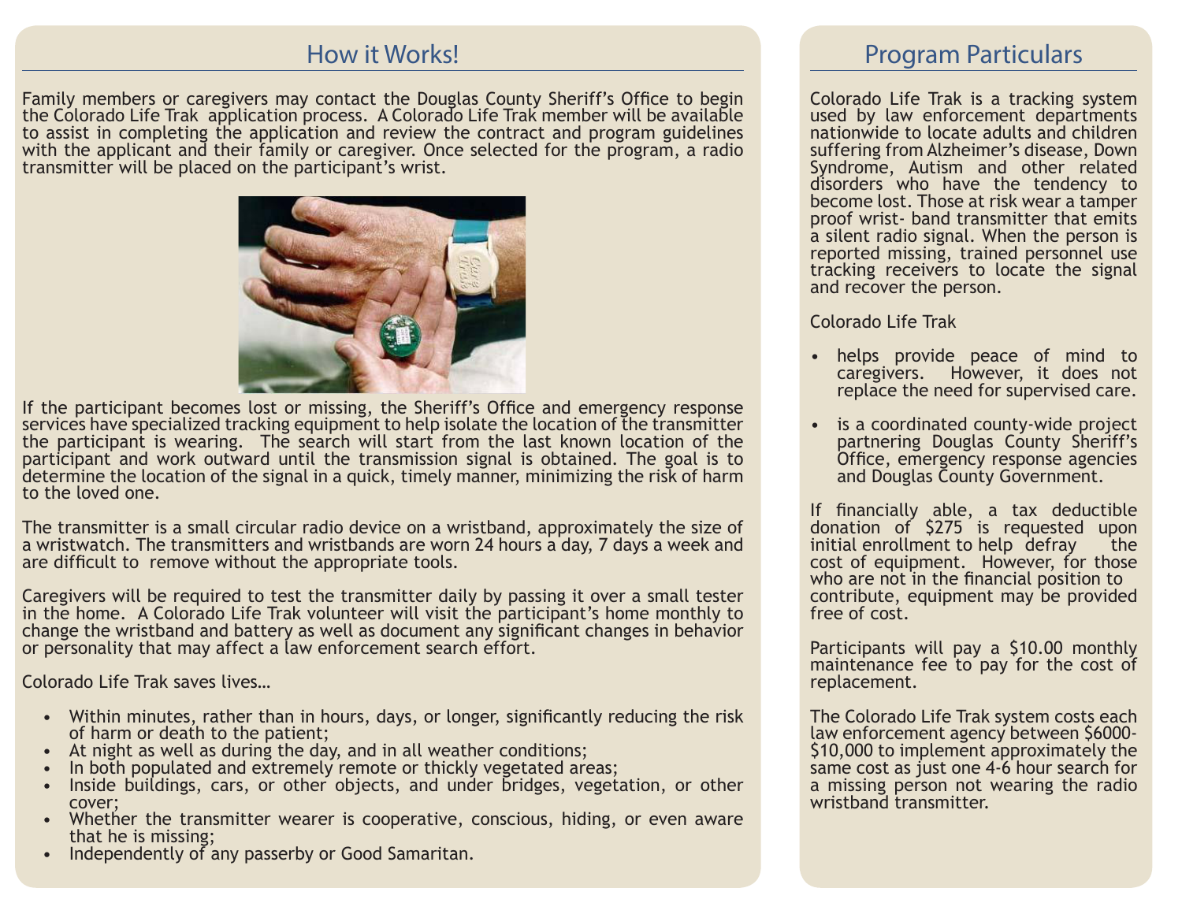## How it Works!

Family members or caregivers may contact the Douglas County Sheriff's Office to begin the Colorado Life Trak application process. A Colorado Life Trak member will be available to assist in completing the application and review the contract and program guidelines with the applicant and their family or caregiver. Once selected for the program, a radio transmitter will be placed on the participant's wrist.

If the participant becomes lost or missing, the Sheriff's Office and emergency response services have specialized tracking equipment to help isolate the location of the transmitter the participant is wearing. The search will start from the last known location of the participant and work outward until the transmission signal is obtained. The goal is to determine the location of the signal in a quick, timely manner, minimizing the risk of harm to the loved one.

The transmitter is a small circular radio device on a wristband, approximately the size of a wristwatch. The transmitters and wristbands are worn 24 hours a day, 7 days a week and are difficult to remove without the appropriate tools.

Caregivers will be required to test the transmitter daily by passing it over a small tester in the home. A Colorado Life Trak volunteer will visit the participant's home monthly to change the wristband and battery as well as document any significant changes in behavior or personality that may affect a law enforcement search effort.

Colorado Life Trak saves lives…

- Within minutes, rather than in hours, days, or longer, significantly reducing the risk of harm or death to the patient;
- At night as well as during the day, and in all weather conditions;
- In both populated and extremely remote or thickly vegetated areas;
- Inside buildings, cars, or other objects, and under bridges, vegetation, or other cover;
- Whether the transmitter wearer is cooperative, conscious, hiding, or even aware that he is missing;
- Independently of any passerby or Good Samaritan.

## Program Particulars

Colorado Life Trak is a tracking system used by law enforcement departments nationwide to locate adults and children suffering from Alzheimer's disease, Down Syndrome, Autism and other related disorders who have the tendency to become lost. Those at risk wear a tamper proof wrist- band transmitter that emits a silent radio signal. When the person is reported missing, trained personnel use tracking receivers to locate the signal and recover the person.

Colorado Life Trak

- helps provide peace of mind to caregivers. However, it does not replace the need for supervised care.
- is a coordinated county-wide project partnering Douglas County Sheriff's Office, emergency response agencies and Douglas County Government.

If financially able, a tax deductible donation of $275 is requested upon initial enrollment to help defray the cost of equipment. However, for those who are not in the financial position to contribute, equipment may be provided free of cost.

Participants will pay a $10.00 monthly maintenance fee to pay for the cost of replacement.

The Colorado Life Trak system costs each law enforcement agency between $6000-$10,000 to implement approximately the same cost as just one 4-6 hour search for a missing person not wearing the radio wristband transmitter.